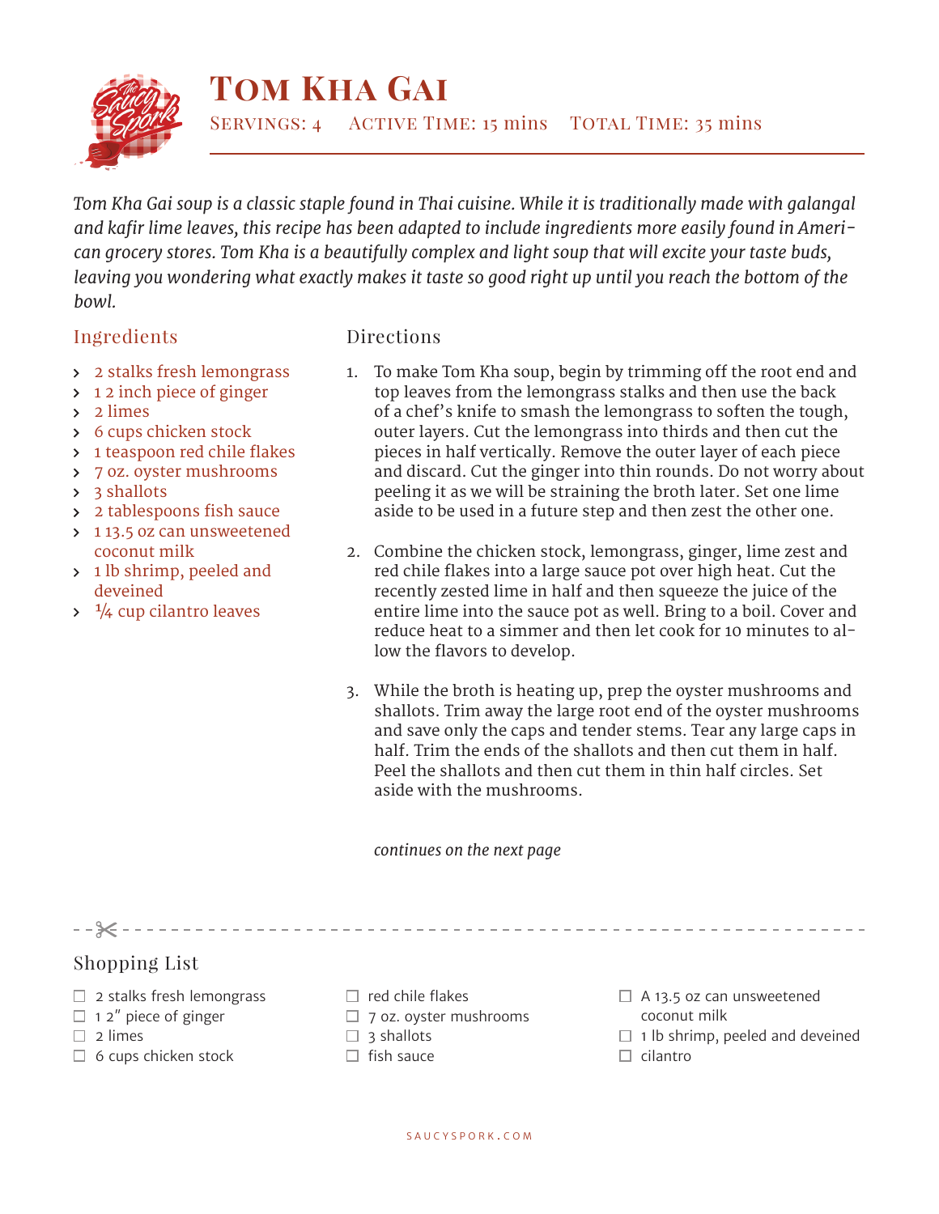# Tom Kha Gai

Servings: 4 Active Time: 15 mins Total Time: 35 mins

*Tom Kha Gai soup is a classic staple found in Thai cuisine. While it is traditionally made with galangal and kafir lime leaves, this recipe has been adapted to include ingredients more easily found in American grocery stores. Tom Kha is a beautifully complex and light soup that will excite your taste buds, leaving you wondering what exactly makes it taste so good right up until you reach the bottom of the bowl.*

## Ingredients

- 2 stalks fresh lemongrass
- 1 2 inch piece of ginger
- 2 limes
- 6 cups chicken stock
- 1 teaspoon red chile flakes
- 7 oz. oyster mushrooms
- 3 shallots
- 2 tablespoons fish sauce
- 1 13.5 oz can unsweetened coconut milk
- 1 lb shrimp, peeled and deveined
- ¼ cup cilantro leaves

## Directions

1. To make Tom Kha soup, begin by trimming off the root end and top leaves from the lemongrass stalks and then use the back of a chef's knife to smash the lemongrass to soften the tough, outer layers. Cut the lemongrass into thirds and then cut the pieces in half vertically. Remove the outer layer of each piece and discard. Cut the ginger into thin rounds. Do not worry about peeling it as we will be straining the broth later. Set one lime aside to be used in a future step and then zest the other one.

2. Combine the chicken stock, lemongrass, ginger, lime zest and red chile flakes into a large sauce pot over high heat. Cut the recently zested lime in half and then squeeze the juice of the entire lime into the sauce pot as well. Bring to a boil. Cover and reduce heat to a simmer and then let cook for 10 minutes to allow the flavors to develop.

3. While the broth is heating up, prep the oyster mushrooms and shallots. Trim away the large root end of the oyster mushrooms and save only the caps and tender stems. Tear any large caps in half. Trim the ends of the shallots and then cut them in half. Peel the shallots and then cut them in thin half circles. Set aside with the mushrooms.

*continues on the next page*

## Shopping List

- ☐ 2 stalks fresh lemongrass
- ☐ 1 2″ piece of ginger
- ☐ 2 limes
- ☐ 6 cups chicken stock
- ☐ red chile flakes
- ☐ 7 oz. oyster mushrooms
- ☐ 3 shallots
- ☐ fish sauce
- ☐ A 13.5 oz can unsweetened coconut milk
- ☐ 1 lb shrimp, peeled and deveined
- ☐ cilantro

SAUCYSPORK.COM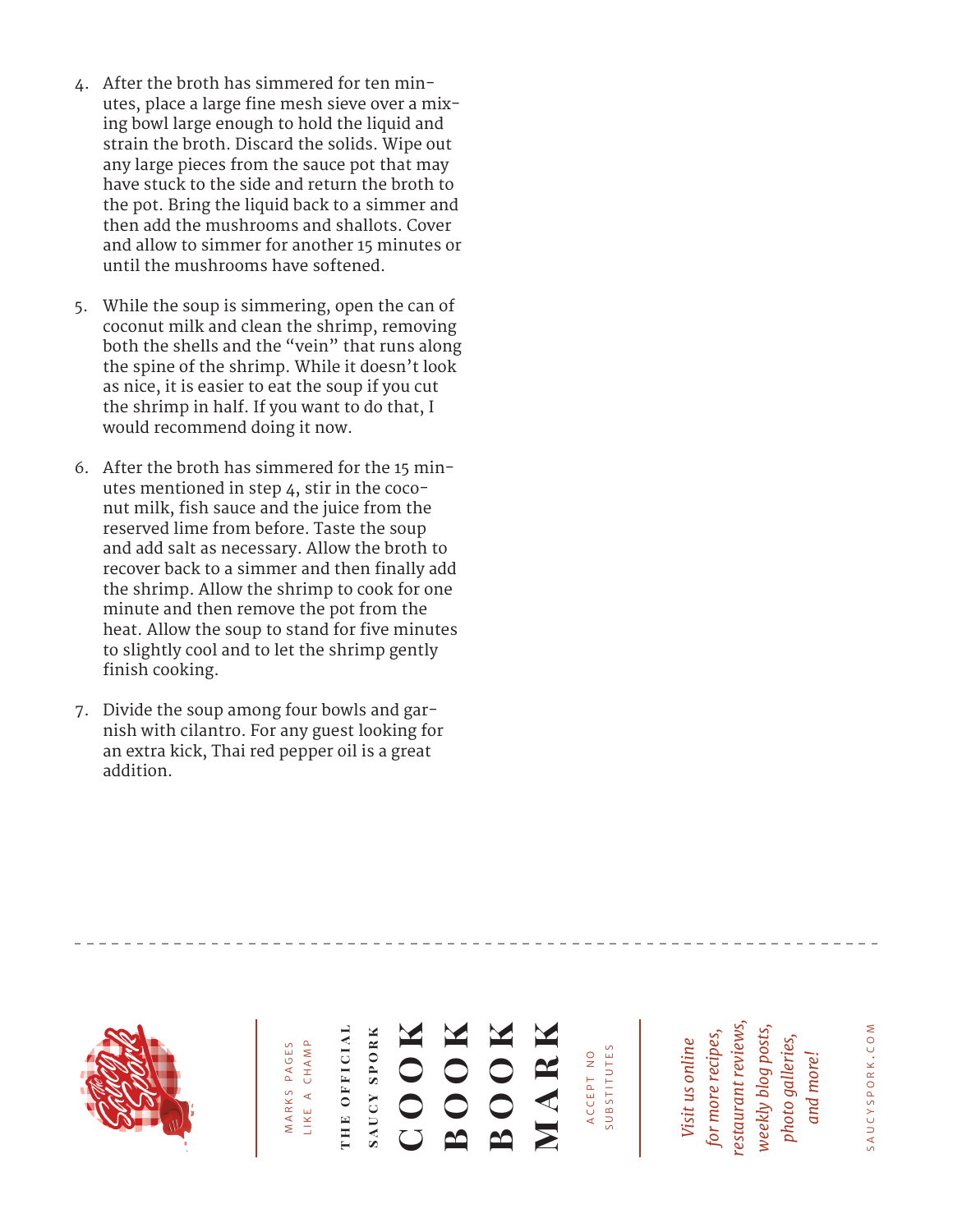4. After the broth has simmered for ten minutes, place a large fine mesh sieve over a mixing bowl large enough to hold the liquid and strain the broth. Discard the solids. Wipe out any large pieces from the sauce pot that may have stuck to the side and return the broth to the pot. Bring the liquid back to a simmer and then add the mushrooms and shallots. Cover and allow to simmer for another 15 minutes or until the mushrooms have softened.

5. While the soup is simmering, open the can of coconut milk and clean the shrimp, removing both the shells and the "vein" that runs along the spine of the shrimp. While it doesn't look as nice, it is easier to eat the soup if you cut the shrimp in half. If you want to do that, I would recommend doing it now.

6. After the broth has simmered for the 15 minutes mentioned in step 4, stir in the coconut milk, fish sauce and the juice from the reserved lime from before. Taste the soup and add salt as necessary. Allow the broth to recover back to a simmer and then finally add the shrimp. Allow the shrimp to cook for one minute and then remove the pot from the heat. Allow the soup to stand for five minutes to slightly cool and to let the shrimp gently finish cooking.

7. Divide the soup among four bowls and garnish with cilantro. For any guest looking for an extra kick, Thai red pepper oil is a great addition.

---

MARKS PAGES LIKE A CHAMP

**THE OFFICIAL SAUCY SPORK**

**COOK BOOK BOOK MARK**

ACCEPT NO SUBSTITUTES

*Visit us online for more recipes, restaurant reviews, weekly blog posts, photo galleries, and more!*

SAUCYSPORK.COM